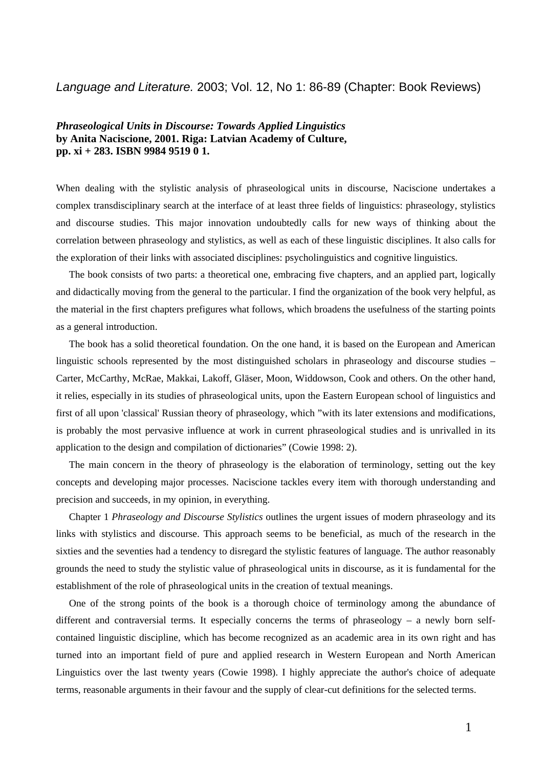*Language and Literature.* 2003; Vol. 12, No 1: 86-89 (Chapter: Book Reviews)

***Phraseological Units in Discourse: Towards Applied Linguistics***
**by Anita Naciscione, 2001. Riga: Latvian Academy of Culture, pp. xi + 283. ISBN 9984 9519 0 1.**

When dealing with the stylistic analysis of phraseological units in discourse, Naciscione undertakes a complex transdisciplinary search at the interface of at least three fields of linguistics: phraseology, stylistics and discourse studies. This major innovation undoubtedly calls for new ways of thinking about the correlation between phraseology and stylistics, as well as each of these linguistic disciplines. It also calls for the exploration of their links with associated disciplines: psycholinguistics and cognitive linguistics.

The book consists of two parts: a theoretical one, embracing five chapters, and an applied part, logically and didactically moving from the general to the particular. I find the organization of the book very helpful, as the material in the first chapters prefigures what follows, which broadens the usefulness of the starting points as a general introduction.

The book has a solid theoretical foundation. On the one hand, it is based on the European and American linguistic schools represented by the most distinguished scholars in phraseology and discourse studies – Carter, McCarthy, McRae, Makkai, Lakoff, Gläser, Moon, Widdowson, Cook and others. On the other hand, it relies, especially in its studies of phraseological units, upon the Eastern European school of linguistics and first of all upon 'classical' Russian theory of phraseology, which "with its later extensions and modifications, is probably the most pervasive influence at work in current phraseological studies and is unrivalled in its application to the design and compilation of dictionaries" (Cowie 1998: 2).

The main concern in the theory of phraseology is the elaboration of terminology, setting out the key concepts and developing major processes. Naciscione tackles every item with thorough understanding and precision and succeeds, in my opinion, in everything.

Chapter 1 *Phraseology and Discourse Stylistics* outlines the urgent issues of modern phraseology and its links with stylistics and discourse. This approach seems to be beneficial, as much of the research in the sixties and the seventies had a tendency to disregard the stylistic features of language. The author reasonably grounds the need to study the stylistic value of phraseological units in discourse, as it is fundamental for the establishment of the role of phraseological units in the creation of textual meanings.

One of the strong points of the book is a thorough choice of terminology among the abundance of different and contraversial terms. It especially concerns the terms of phraseology – a newly born self-contained linguistic discipline, which has become recognized as an academic area in its own right and has turned into an important field of pure and applied research in Western European and North American Linguistics over the last twenty years (Cowie 1998). I highly appreciate the author's choice of adequate terms, reasonable arguments in their favour and the supply of clear-cut definitions for the selected terms.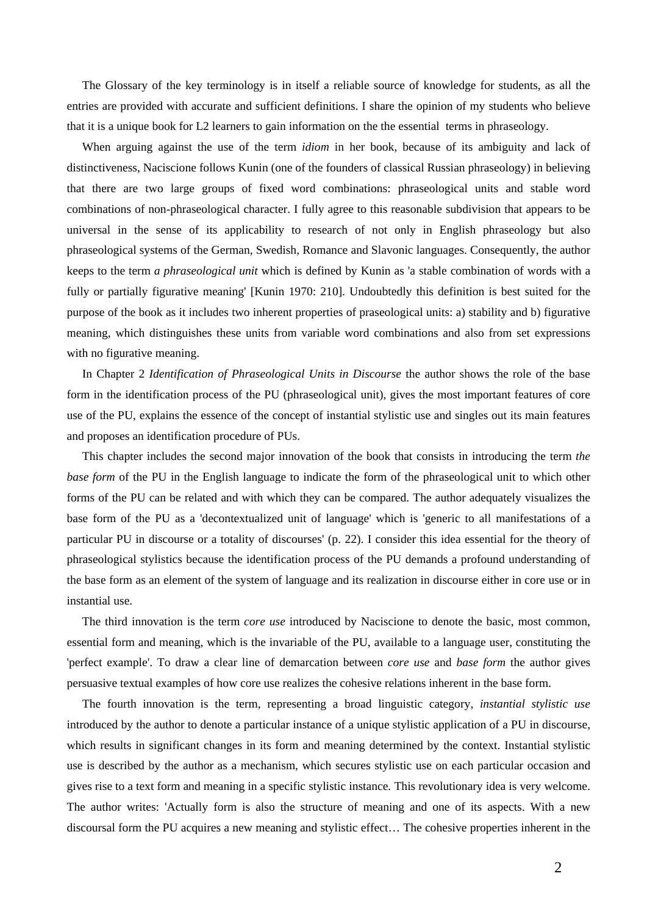The Glossary of the key terminology is in itself a reliable source of knowledge for students, as all the entries are provided with accurate and sufficient definitions. I share the opinion of my students who believe that it is a unique book for L2 learners to gain information on the the essential terms in phraseology.

When arguing against the use of the term *idiom* in her book, because of its ambiguity and lack of distinctiveness, Naciscione follows Kunin (one of the founders of classical Russian phraseology) in believing that there are two large groups of fixed word combinations: phraseological units and stable word combinations of non-phraseological character. I fully agree to this reasonable subdivision that appears to be universal in the sense of its applicability to research of not only in English phraseology but also phraseological systems of the German, Swedish, Romance and Slavonic languages. Consequently, the author keeps to the term *a phraseological unit* which is defined by Kunin as 'a stable combination of words with a fully or partially figurative meaning' [Kunin 1970: 210]. Undoubtedly this definition is best suited for the purpose of the book as it includes two inherent properties of praseological units: a) stability and b) figurative meaning, which distinguishes these units from variable word combinations and also from set expressions with no figurative meaning.

In Chapter 2 *Identification of Phraseological Units in Discourse* the author shows the role of the base form in the identification process of the PU (phraseological unit), gives the most important features of core use of the PU, explains the essence of the concept of instantial stylistic use and singles out its main features and proposes an identification procedure of PUs.

This chapter includes the second major innovation of the book that consists in introducing the term *the base form* of the PU in the English language to indicate the form of the phraseological unit to which other forms of the PU can be related and with which they can be compared. The author adequately visualizes the base form of the PU as a 'decontextualized unit of language' which is 'generic to all manifestations of a particular PU in discourse or a totality of discourses' (p. 22). I consider this idea essential for the theory of phraseological stylistics because the identification process of the PU demands a profound understanding of the base form as an element of the system of language and its realization in discourse either in core use or in instantial use.

The third innovation is the term *core use* introduced by Naciscione to denote the basic, most common, essential form and meaning, which is the invariable of the PU, available to a language user, constituting the 'perfect example'. To draw a clear line of demarcation between *core use* and *base form* the author gives persuasive textual examples of how core use realizes the cohesive relations inherent in the base form.

The fourth innovation is the term, representing a broad linguistic category, *instantial stylistic use* introduced by the author to denote a particular instance of a unique stylistic application of a PU in discourse, which results in significant changes in its form and meaning determined by the context. Instantial stylistic use is described by the author as a mechanism, which secures stylistic use on each particular occasion and gives rise to a text form and meaning in a specific stylistic instance. This revolutionary idea is very welcome. The author writes: 'Actually form is also the structure of meaning and one of its aspects. With a new discoursal form the PU acquires a new meaning and stylistic effect… The cohesive properties inherent in the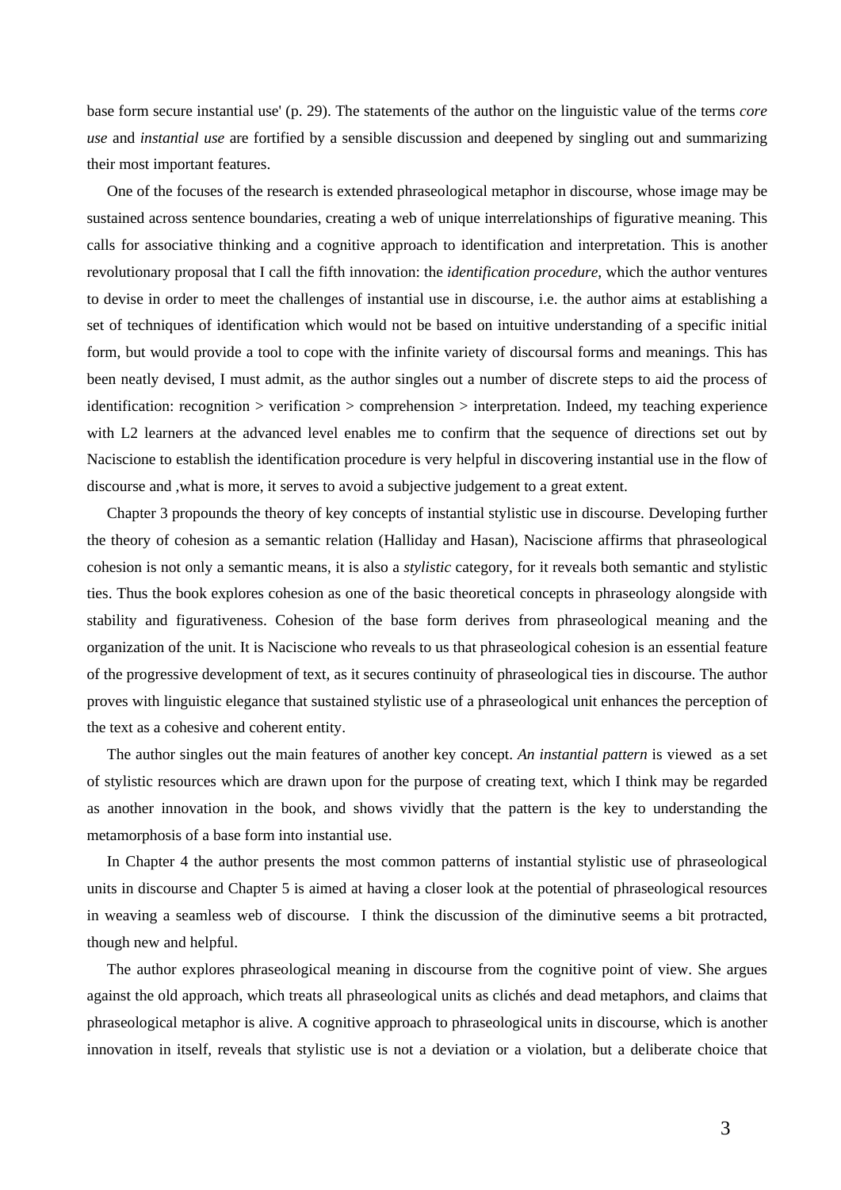base form secure instantial use' (p. 29). The statements of the author on the linguistic value of the terms *core use* and *instantial use* are fortified by a sensible discussion and deepened by singling out and summarizing their most important features.

One of the focuses of the research is extended phraseological metaphor in discourse, whose image may be sustained across sentence boundaries, creating a web of unique interrelationships of figurative meaning. This calls for associative thinking and a cognitive approach to identification and interpretation. This is another revolutionary proposal that I call the fifth innovation: the *identification procedure*, which the author ventures to devise in order to meet the challenges of instantial use in discourse, i.e. the author aims at establishing a set of techniques of identification which would not be based on intuitive understanding of a specific initial form, but would provide a tool to cope with the infinite variety of discoursal forms and meanings. This has been neatly devised, I must admit, as the author singles out a number of discrete steps to aid the process of identification: recognition > verification > comprehension > interpretation. Indeed, my teaching experience with L2 learners at the advanced level enables me to confirm that the sequence of directions set out by Naciscione to establish the identification procedure is very helpful in discovering instantial use in the flow of discourse and ,what is more, it serves to avoid a subjective judgement to a great extent.

Chapter 3 propounds the theory of key concepts of instantial stylistic use in discourse. Developing further the theory of cohesion as a semantic relation (Halliday and Hasan), Naciscione affirms that phraseological cohesion is not only a semantic means, it is also a *stylistic* category, for it reveals both semantic and stylistic ties. Thus the book explores cohesion as one of the basic theoretical concepts in phraseology alongside with stability and figurativeness. Cohesion of the base form derives from phraseological meaning and the organization of the unit. It is Naciscione who reveals to us that phraseological cohesion is an essential feature of the progressive development of text, as it secures continuity of phraseological ties in discourse. The author proves with linguistic elegance that sustained stylistic use of a phraseological unit enhances the perception of the text as a cohesive and coherent entity.

The author singles out the main features of another key concept. *An instantial pattern* is viewed as a set of stylistic resources which are drawn upon for the purpose of creating text, which I think may be regarded as another innovation in the book, and shows vividly that the pattern is the key to understanding the metamorphosis of a base form into instantial use.

In Chapter 4 the author presents the most common patterns of instantial stylistic use of phraseological units in discourse and Chapter 5 is aimed at having a closer look at the potential of phraseological resources in weaving a seamless web of discourse. I think the discussion of the diminutive seems a bit protracted, though new and helpful.

The author explores phraseological meaning in discourse from the cognitive point of view. She argues against the old approach, which treats all phraseological units as clichés and dead metaphors, and claims that phraseological metaphor is alive. A cognitive approach to phraseological units in discourse, which is another innovation in itself, reveals that stylistic use is not a deviation or a violation, but a deliberate choice that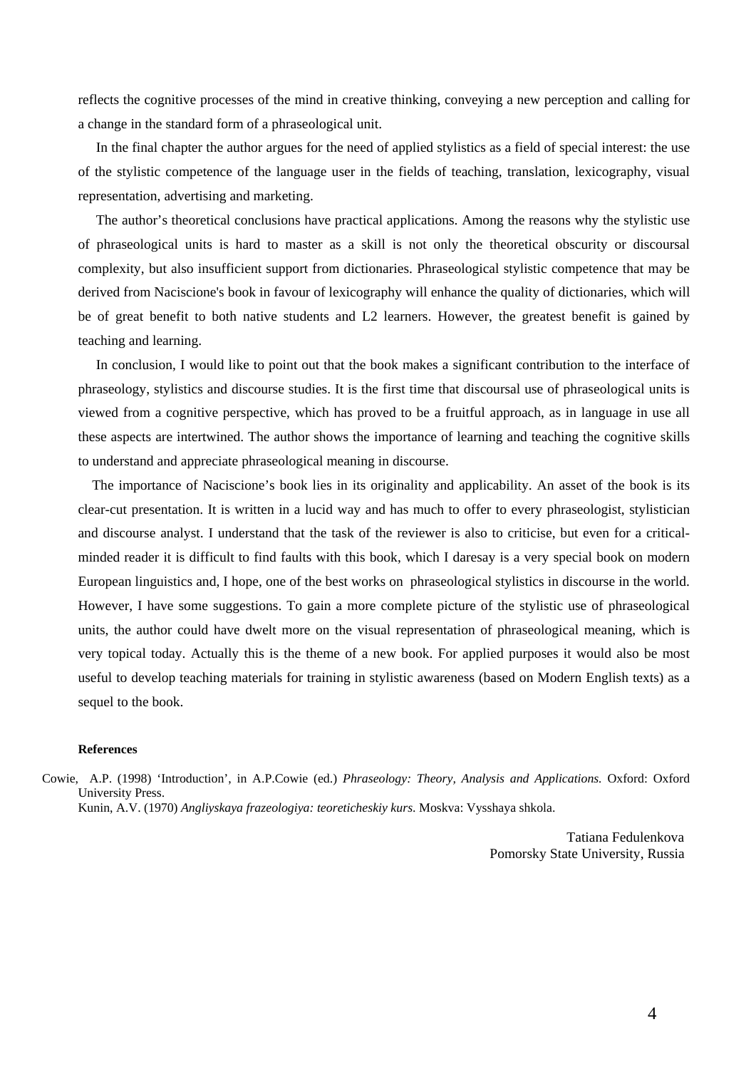reflects the cognitive processes of the mind in creative thinking, conveying a new perception and calling for a change in the standard form of a phraseological unit.

In the final chapter the author argues for the need of applied stylistics as a field of special interest: the use of the stylistic competence of the language user in the fields of teaching, translation, lexicography, visual representation, advertising and marketing.

The author's theoretical conclusions have practical applications. Among the reasons why the stylistic use of phraseological units is hard to master as a skill is not only the theoretical obscurity or discoursal complexity, but also insufficient support from dictionaries. Phraseological stylistic competence that may be derived from Naciscione's book in favour of lexicography will enhance the quality of dictionaries, which will be of great benefit to both native students and L2 learners. However, the greatest benefit is gained by teaching and learning.

In conclusion, I would like to point out that the book makes a significant contribution to the interface of phraseology, stylistics and discourse studies. It is the first time that discoursal use of phraseological units is viewed from a cognitive perspective, which has proved to be a fruitful approach, as in language in use all these aspects are intertwined. The author shows the importance of learning and teaching the cognitive skills to understand and appreciate phraseological meaning in discourse.

The importance of Naciscione's book lies in its originality and applicability. An asset of the book is its clear-cut presentation. It is written in a lucid way and has much to offer to every phraseologist, stylistician and discourse analyst. I understand that the task of the reviewer is also to criticise, but even for a critical-minded reader it is difficult to find faults with this book, which I daresay is a very special book on modern European linguistics and, I hope, one of the best works on phraseological stylistics in discourse in the world. However, I have some suggestions. To gain a more complete picture of the stylistic use of phraseological units, the author could have dwelt more on the visual representation of phraseological meaning, which is very topical today. Actually this is the theme of a new book. For applied purposes it would also be most useful to develop teaching materials for training in stylistic awareness (based on Modern English texts) as a sequel to the book.

**References**

Cowie, A.P. (1998) 'Introduction', in A.P.Cowie (ed.) *Phraseology: Theory, Analysis and Applications.* Oxford: Oxford University Press.

Kunin, A.V. (1970) *Angliyskaya frazeologiya: teoreticheskiy kurs*. Moskva: Vysshaya shkola.

Tatiana Fedulenkova
Pomorsky State University, Russia